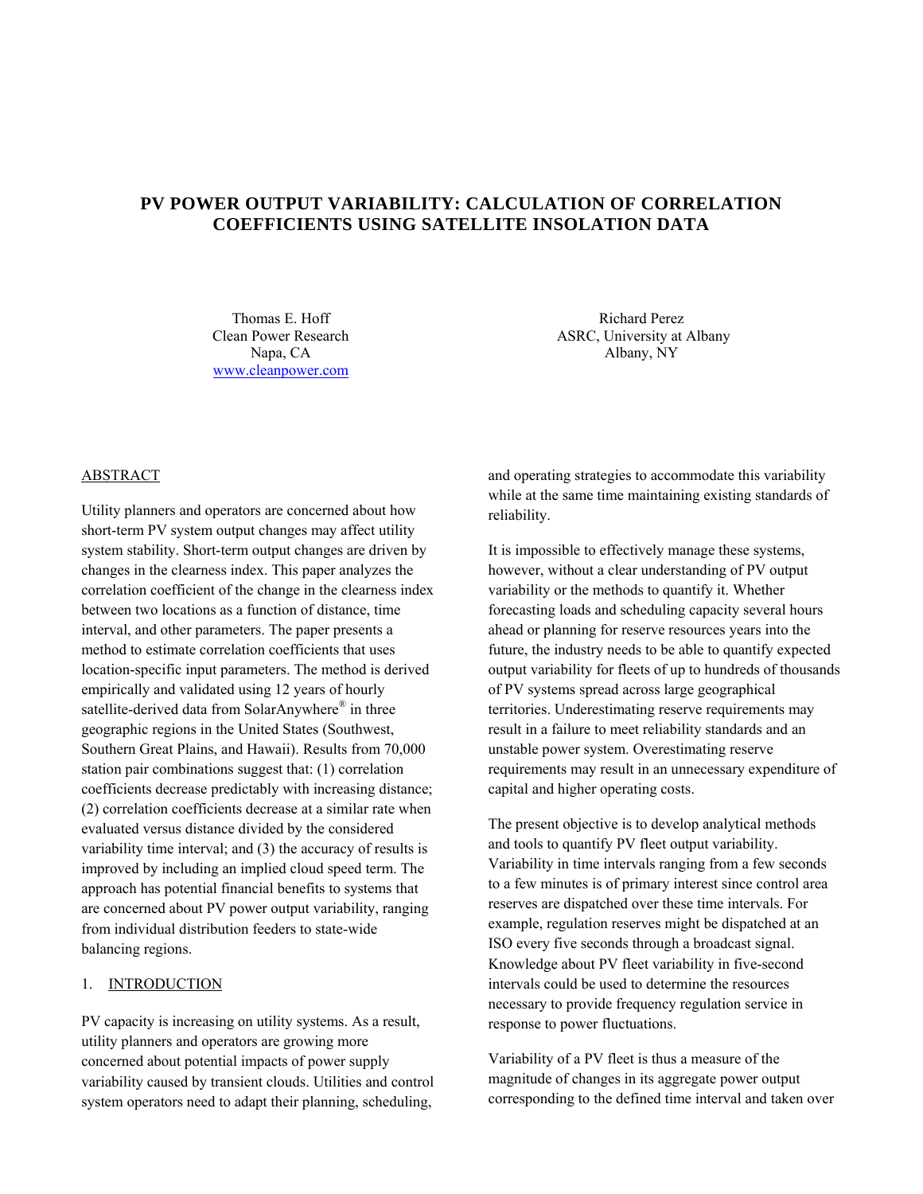# PV POWER OUTPUT VARIABILITY: CALCULATION OF CORRELATION COEFFICIENTS USING SATELLITE INSOLATION DATA

Thomas E. Hoff
Clean Power Research
Napa, CA
www.cleanpower.com

Richard Perez
ASRC, University at Albany
Albany, NY

## ABSTRACT

Utility planners and operators are concerned about how short-term PV system output changes may affect utility system stability. Short-term output changes are driven by changes in the clearness index. This paper analyzes the correlation coefficient of the change in the clearness index between two locations as a function of distance, time interval, and other parameters. The paper presents a method to estimate correlation coefficients that uses location-specific input parameters. The method is derived empirically and validated using 12 years of hourly satellite-derived data from SolarAnywhere® in three geographic regions in the United States (Southwest, Southern Great Plains, and Hawaii). Results from 70,000 station pair combinations suggest that: (1) correlation coefficients decrease predictably with increasing distance; (2) correlation coefficients decrease at a similar rate when evaluated versus distance divided by the considered variability time interval; and (3) the accuracy of results is improved by including an implied cloud speed term. The approach has potential financial benefits to systems that are concerned about PV power output variability, ranging from individual distribution feeders to state-wide balancing regions.

## 1. INTRODUCTION

PV capacity is increasing on utility systems. As a result, utility planners and operators are growing more concerned about potential impacts of power supply variability caused by transient clouds. Utilities and control system operators need to adapt their planning, scheduling, and operating strategies to accommodate this variability while at the same time maintaining existing standards of reliability.

It is impossible to effectively manage these systems, however, without a clear understanding of PV output variability or the methods to quantify it. Whether forecasting loads and scheduling capacity several hours ahead or planning for reserve resources years into the future, the industry needs to be able to quantify expected output variability for fleets of up to hundreds of thousands of PV systems spread across large geographical territories. Underestimating reserve requirements may result in a failure to meet reliability standards and an unstable power system. Overestimating reserve requirements may result in an unnecessary expenditure of capital and higher operating costs.

The present objective is to develop analytical methods and tools to quantify PV fleet output variability. Variability in time intervals ranging from a few seconds to a few minutes is of primary interest since control area reserves are dispatched over these time intervals. For example, regulation reserves might be dispatched at an ISO every five seconds through a broadcast signal. Knowledge about PV fleet variability in five-second intervals could be used to determine the resources necessary to provide frequency regulation service in response to power fluctuations.

Variability of a PV fleet is thus a measure of the magnitude of changes in its aggregate power output corresponding to the defined time interval and taken over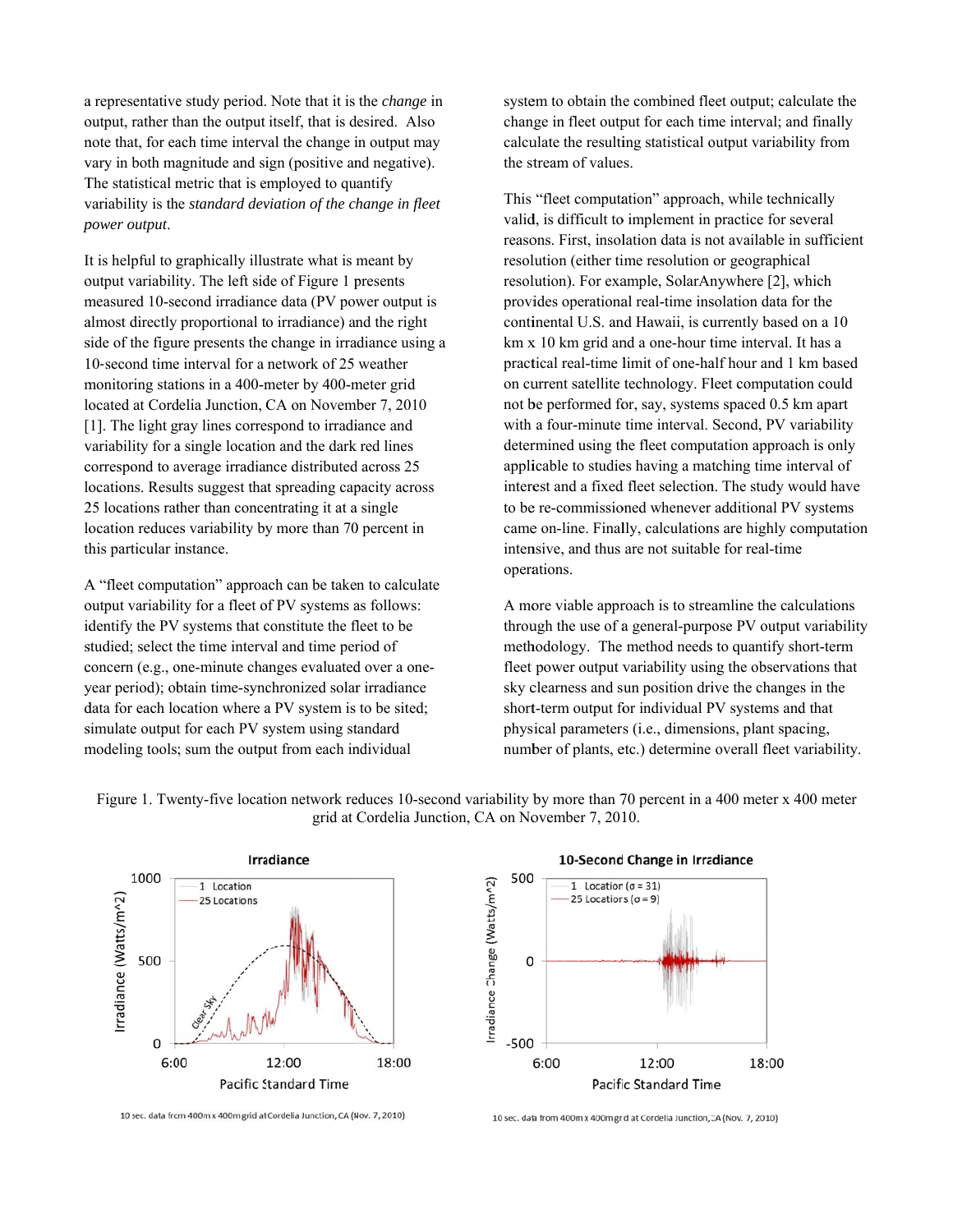a representative study period. Note that it is the *change* in output, rather than the output itself, that is desired. Also note that, for each time interval the change in output may vary in both magnitude and sign (positive and negative). The statistical metric that is employed to quantify variability is the *standard deviation of the change in fleet power output*.

It is helpful to graphically illustrate what is meant by output variability. The left side of Figure 1 presents measured 10-second irradiance data (PV power output is almost directly proportional to irradiance) and the right side of the figure presents the change in irradiance using a 10-second time interval for a network of 25 weather monitoring stations in a 400-meter by 400-meter grid located at Cordelia Junction, CA on November 7, 2010 [1]. The light gray lines correspond to irradiance and variability for a single location and the dark red lines correspond to average irradiance distributed across 25 locations. Results suggest that spreading capacity across 25 locations rather than concentrating it at a single location reduces variability by more than 70 percent in this particular instance.

A "fleet computation" approach can be taken to calculate output variability for a fleet of PV systems as follows: identify the PV systems that constitute the fleet to be studied; select the time interval and time period of concern (e.g., one-minute changes evaluated over a one-year period); obtain time-synchronized solar irradiance data for each location where a PV system is to be sited; simulate output for each PV system using standard modeling tools; sum the output from each individual system to obtain the combined fleet output; calculate the change in fleet output for each time interval; and finally calculate the resulting statistical output variability from the stream of values.

This "fleet computation" approach, while technically valid, is difficult to implement in practice for several reasons. First, insolation data is not available in sufficient resolution (either time resolution or geographical resolution). For example, SolarAnywhere [2], which provides operational real-time insolation data for the continental U.S. and Hawaii, is currently based on a 10 km x 10 km grid and a one-hour time interval. It has a practical real-time limit of one-half hour and 1 km based on current satellite technology. Fleet computation could not be performed for, say, systems spaced 0.5 km apart with a four-minute time interval. Second, PV variability determined using the fleet computation approach is only applicable to studies having a matching time interval of interest and a fixed fleet selection. The study would have to be re-commissioned whenever additional PV systems came on-line. Finally, calculations are highly computation intensive, and thus are not suitable for real-time operations.

A more viable approach is to streamline the calculations through the use of a general-purpose PV output variability methodology. The method needs to quantify short-term fleet power output variability using the observations that sky clearness and sun position drive the changes in the short-term output for individual PV systems and that physical parameters (i.e., dimensions, plant spacing, number of plants, etc.) determine overall fleet variability.

Figure 1. Twenty-five location network reduces 10-second variability by more than 70 percent in a 400 meter x 400 meter grid at Cordelia Junction, CA on November 7, 2010.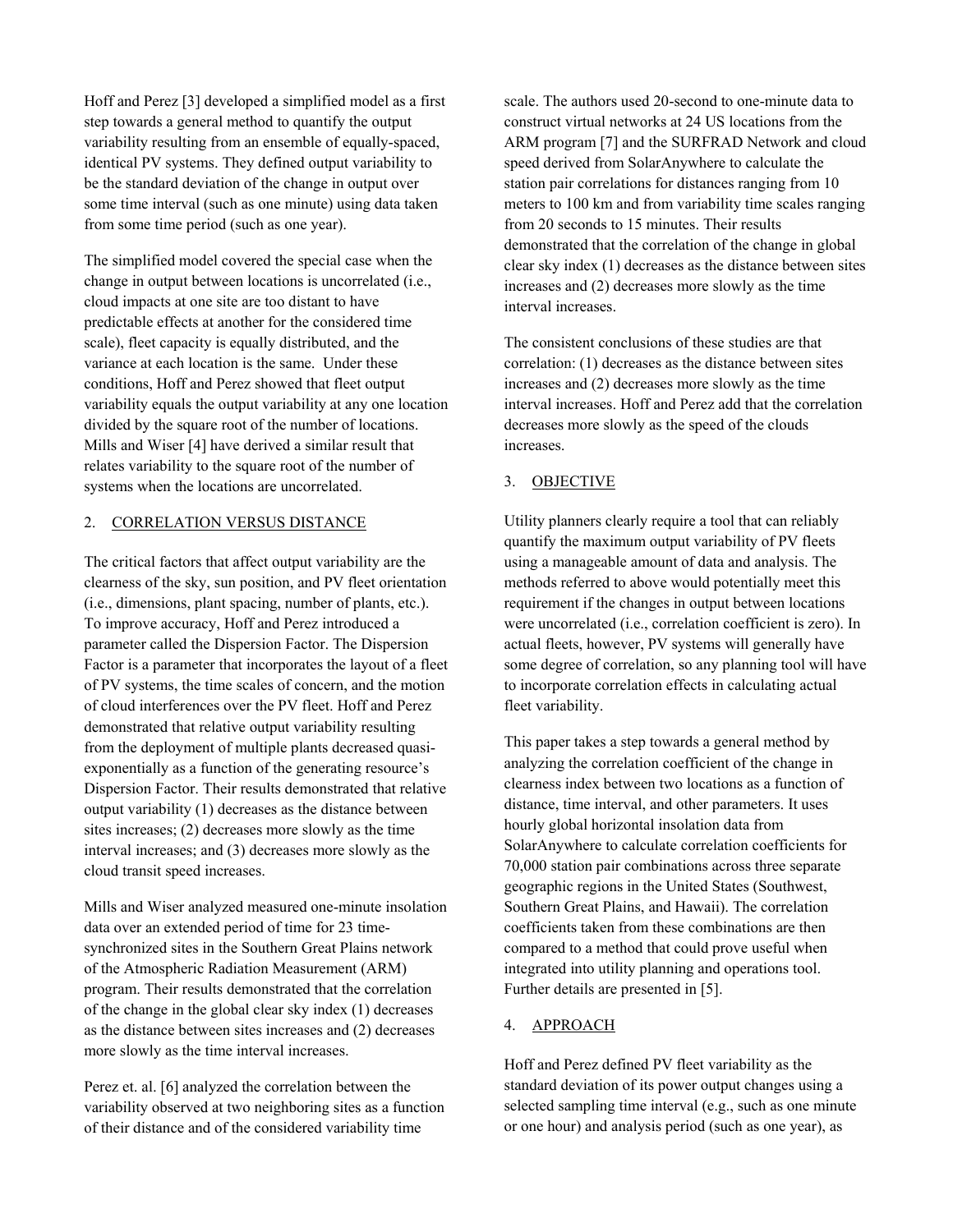Hoff and Perez [3] developed a simplified model as a first step towards a general method to quantify the output variability resulting from an ensemble of equally-spaced, identical PV systems. They defined output variability to be the standard deviation of the change in output over some time interval (such as one minute) using data taken from some time period (such as one year).

The simplified model covered the special case when the change in output between locations is uncorrelated (i.e., cloud impacts at one site are too distant to have predictable effects at another for the considered time scale), fleet capacity is equally distributed, and the variance at each location is the same. Under these conditions, Hoff and Perez showed that fleet output variability equals the output variability at any one location divided by the square root of the number of locations. Mills and Wiser [4] have derived a similar result that relates variability to the square root of the number of systems when the locations are uncorrelated.

## 2. CORRELATION VERSUS DISTANCE

The critical factors that affect output variability are the clearness of the sky, sun position, and PV fleet orientation (i.e., dimensions, plant spacing, number of plants, etc.). To improve accuracy, Hoff and Perez introduced a parameter called the Dispersion Factor. The Dispersion Factor is a parameter that incorporates the layout of a fleet of PV systems, the time scales of concern, and the motion of cloud interferences over the PV fleet. Hoff and Perez demonstrated that relative output variability resulting from the deployment of multiple plants decreased quasi-exponentially as a function of the generating resource's Dispersion Factor. Their results demonstrated that relative output variability (1) decreases as the distance between sites increases; (2) decreases more slowly as the time interval increases; and (3) decreases more slowly as the cloud transit speed increases.

Mills and Wiser analyzed measured one-minute insolation data over an extended period of time for 23 time-synchronized sites in the Southern Great Plains network of the Atmospheric Radiation Measurement (ARM) program. Their results demonstrated that the correlation of the change in the global clear sky index (1) decreases as the distance between sites increases and (2) decreases more slowly as the time interval increases.

Perez et. al. [6] analyzed the correlation between the variability observed at two neighboring sites as a function of their distance and of the considered variability time scale. The authors used 20-second to one-minute data to construct virtual networks at 24 US locations from the ARM program [7] and the SURFRAD Network and cloud speed derived from SolarAnywhere to calculate the station pair correlations for distances ranging from 10 meters to 100 km and from variability time scales ranging from 20 seconds to 15 minutes. Their results demonstrated that the correlation of the change in global clear sky index (1) decreases as the distance between sites increases and (2) decreases more slowly as the time interval increases.

The consistent conclusions of these studies are that correlation: (1) decreases as the distance between sites increases and (2) decreases more slowly as the time interval increases. Hoff and Perez add that the correlation decreases more slowly as the speed of the clouds increases.

## 3. OBJECTIVE

Utility planners clearly require a tool that can reliably quantify the maximum output variability of PV fleets using a manageable amount of data and analysis. The methods referred to above would potentially meet this requirement if the changes in output between locations were uncorrelated (i.e., correlation coefficient is zero). In actual fleets, however, PV systems will generally have some degree of correlation, so any planning tool will have to incorporate correlation effects in calculating actual fleet variability.

This paper takes a step towards a general method by analyzing the correlation coefficient of the change in clearness index between two locations as a function of distance, time interval, and other parameters. It uses hourly global horizontal insolation data from SolarAnywhere to calculate correlation coefficients for 70,000 station pair combinations across three separate geographic regions in the United States (Southwest, Southern Great Plains, and Hawaii). The correlation coefficients taken from these combinations are then compared to a method that could prove useful when integrated into utility planning and operations tool. Further details are presented in [5].

## 4. APPROACH

Hoff and Perez defined PV fleet variability as the standard deviation of its power output changes using a selected sampling time interval (e.g., such as one minute or one hour) and analysis period (such as one year), as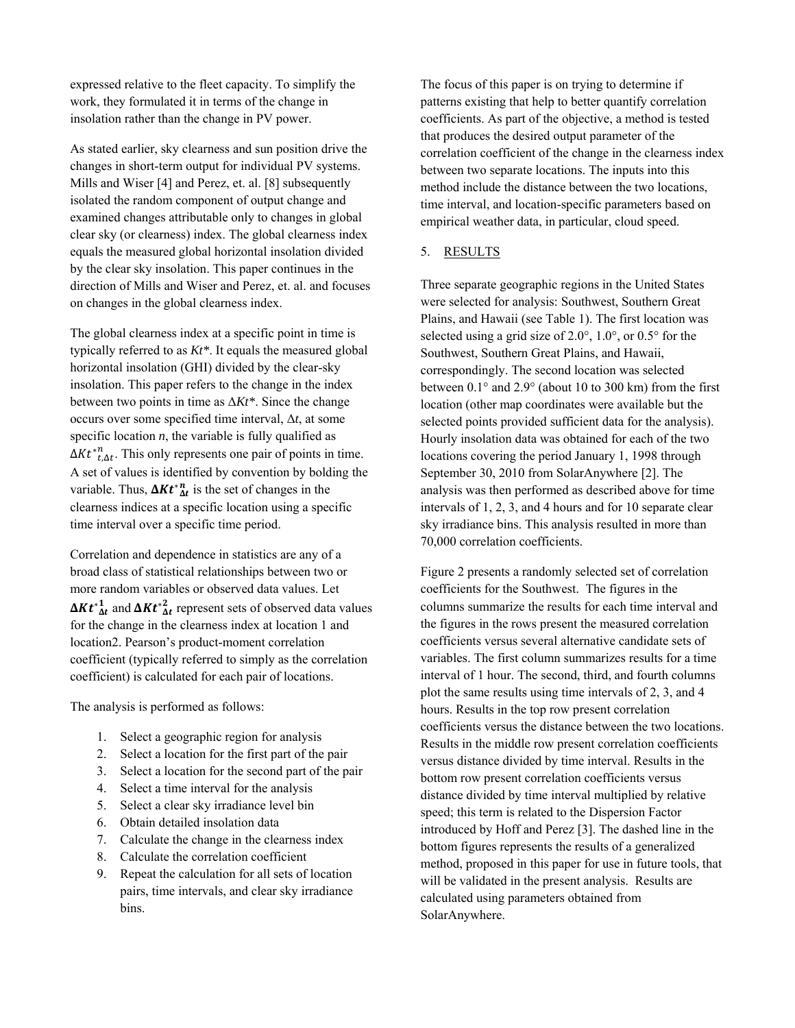expressed relative to the fleet capacity. To simplify the work, they formulated it in terms of the change in insolation rather than the change in PV power.

As stated earlier, sky clearness and sun position drive the changes in short-term output for individual PV systems. Mills and Wiser [4] and Perez, et. al. [8] subsequently isolated the random component of output change and examined changes attributable only to changes in global clear sky (or clearness) index. The global clearness index equals the measured global horizontal insolation divided by the clear sky insolation. This paper continues in the direction of Mills and Wiser and Perez, et. al. and focuses on changes in the global clearness index.

The global clearness index at a specific point in time is typically referred to as $Kt^*$. It equals the measured global horizontal insolation (GHI) divided by the clear-sky insolation. This paper refers to the change in the index between two points in time as $\Delta Kt^*$. Since the change occurs over some specified time interval, $\Delta t$, at some specific location $n$, the variable is fully qualified as $\Delta Kt^{*n}_{t,\Delta t}$. This only represents one pair of points in time. A set of values is identified by convention by bolding the variable. Thus, $\boldsymbol{\Delta Kt^{*n}_{\Delta t}}$ is the set of changes in the clearness indices at a specific location using a specific time interval over a specific time period.

Correlation and dependence in statistics are any of a broad class of statistical relationships between two or more random variables or observed data values. Let $\boldsymbol{\Delta Kt^{*1}_{\Delta t}}$ and $\boldsymbol{\Delta Kt^{*2}_{\Delta t}}$ represent sets of observed data values for the change in the clearness index at location 1 and location2. Pearson's product-moment correlation coefficient (typically referred to simply as the correlation coefficient) is calculated for each pair of locations.

The analysis is performed as follows:

1. Select a geographic region for analysis
2. Select a location for the first part of the pair
3. Select a location for the second part of the pair
4. Select a time interval for the analysis
5. Select a clear sky irradiance level bin
6. Obtain detailed insolation data
7. Calculate the change in the clearness index
8. Calculate the correlation coefficient
9. Repeat the calculation for all sets of location pairs, time intervals, and clear sky irradiance bins.

The focus of this paper is on trying to determine if patterns existing that help to better quantify correlation coefficients. As part of the objective, a method is tested that produces the desired output parameter of the correlation coefficient of the change in the clearness index between two separate locations. The inputs into this method include the distance between the two locations, time interval, and location-specific parameters based on empirical weather data, in particular, cloud speed.

## 5. RESULTS

Three separate geographic regions in the United States were selected for analysis: Southwest, Southern Great Plains, and Hawaii (see Table 1). The first location was selected using a grid size of 2.0°, 1.0°, or 0.5° for the Southwest, Southern Great Plains, and Hawaii, correspondingly. The second location was selected between 0.1° and 2.9° (about 10 to 300 km) from the first location (other map coordinates were available but the selected points provided sufficient data for the analysis). Hourly insolation data was obtained for each of the two locations covering the period January 1, 1998 through September 30, 2010 from SolarAnywhere [2]. The analysis was then performed as described above for time intervals of 1, 2, 3, and 4 hours and for 10 separate clear sky irradiance bins. This analysis resulted in more than 70,000 correlation coefficients.

Figure 2 presents a randomly selected set of correlation coefficients for the Southwest. The figures in the columns summarize the results for each time interval and the figures in the rows present the measured correlation coefficients versus several alternative candidate sets of variables. The first column summarizes results for a time interval of 1 hour. The second, third, and fourth columns plot the same results using time intervals of 2, 3, and 4 hours. Results in the top row present correlation coefficients versus the distance between the two locations. Results in the middle row present correlation coefficients versus distance divided by time interval. Results in the bottom row present correlation coefficients versus distance divided by time interval multiplied by relative speed; this term is related to the Dispersion Factor introduced by Hoff and Perez [3]. The dashed line in the bottom figures represents the results of a generalized method, proposed in this paper for use in future tools, that will be validated in the present analysis. Results are calculated using parameters obtained from SolarAnywhere.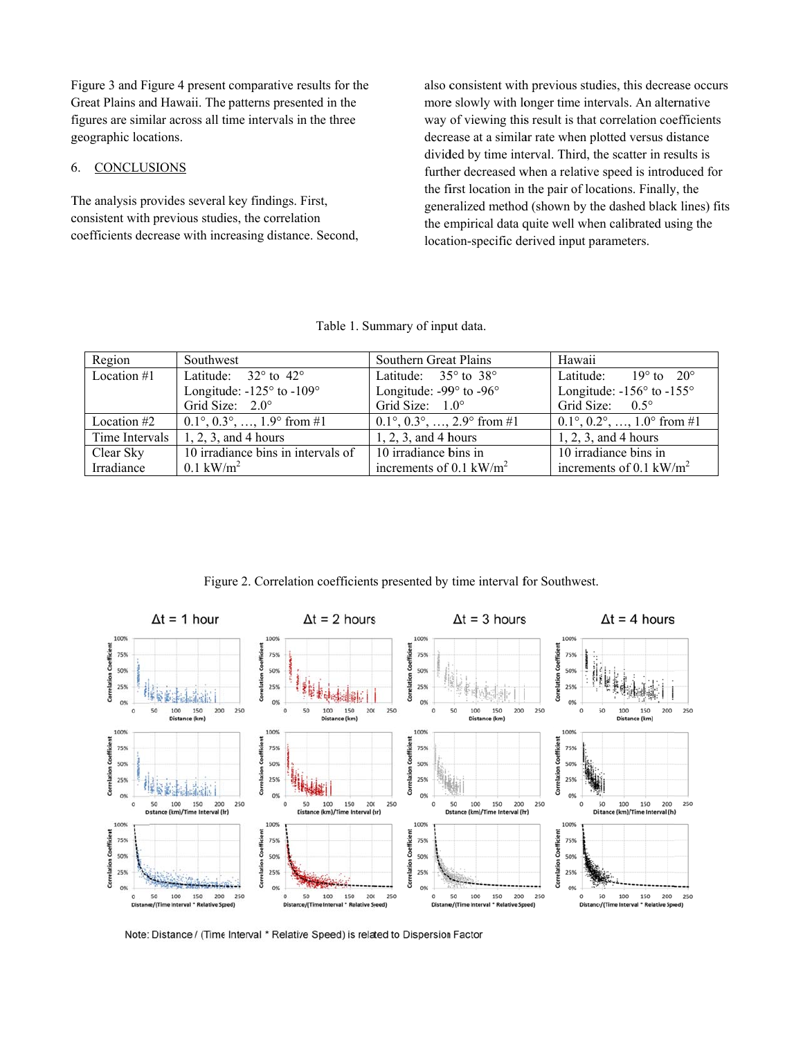Figure 3 and Figure 4 present comparative results for the Great Plains and Hawaii. The patterns presented in the figures are similar across all time intervals in the three geographic locations.

## 6. CONCLUSIONS

The analysis provides several key findings. First, consistent with previous studies, the correlation coefficients decrease with increasing distance. Second, also consistent with previous studies, this decrease occurs more slowly with longer time intervals. An alternative way of viewing this result is that correlation coefficients decrease at a similar rate when plotted versus distance divided by time interval. Third, the scatter in results is further decreased when a relative speed is introduced for the first location in the pair of locations. Finally, the generalized method (shown by the dashed black lines) fits the empirical data quite well when calibrated using the location-specific derived input parameters.

Table 1. Summary of input data.

| Region | Southwest | Southern Great Plains | Hawaii |
|---|---|---|---|
| Location #1 | Latitude: 32° to 42°<br>Longitude: -125° to -109°<br>Grid Size: 2.0° | Latitude: 35° to 38°<br>Longitude: -99° to -96°<br>Grid Size: 1.0° | Latitude: 19° to 20°<br>Longitude: -156° to -155°<br>Grid Size: 0.5° |
| Location #2 | 0.1°, 0.3°, …, 1.9° from #1 | 0.1°, 0.3°, …, 2.9° from #1 | 0.1°, 0.2°, …, 1.0° from #1 |
| Time Intervals | 1, 2, 3, and 4 hours | 1, 2, 3, and 4 hours | 1, 2, 3, and 4 hours |
| Clear Sky Irradiance | 10 irradiance bins in intervals of 0.1 kW/m$^2$ | 10 irradiance bins in increments of 0.1 kW/m$^2$ | 10 irradiance bins in increments of 0.1 kW/m$^2$ |

Figure 2. Correlation coefficients presented by time interval for Southwest.

Note: Distance / (Time Interval * Relative Speed) is related to Dispersion Factor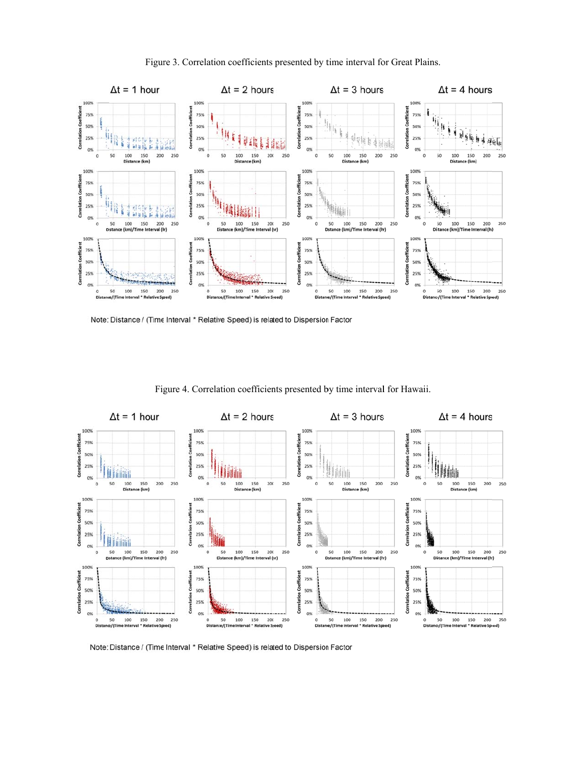Figure 3. Correlation coefficients presented by time interval for Great Plains.

Note: Distance / (Time Interval * Relative Speed) is related to Dispersion Factor

Figure 4. Correlation coefficients presented by time interval for Hawaii.

Note: Distance / (Time Interval * Relative Speed) is related to Dispersion Factor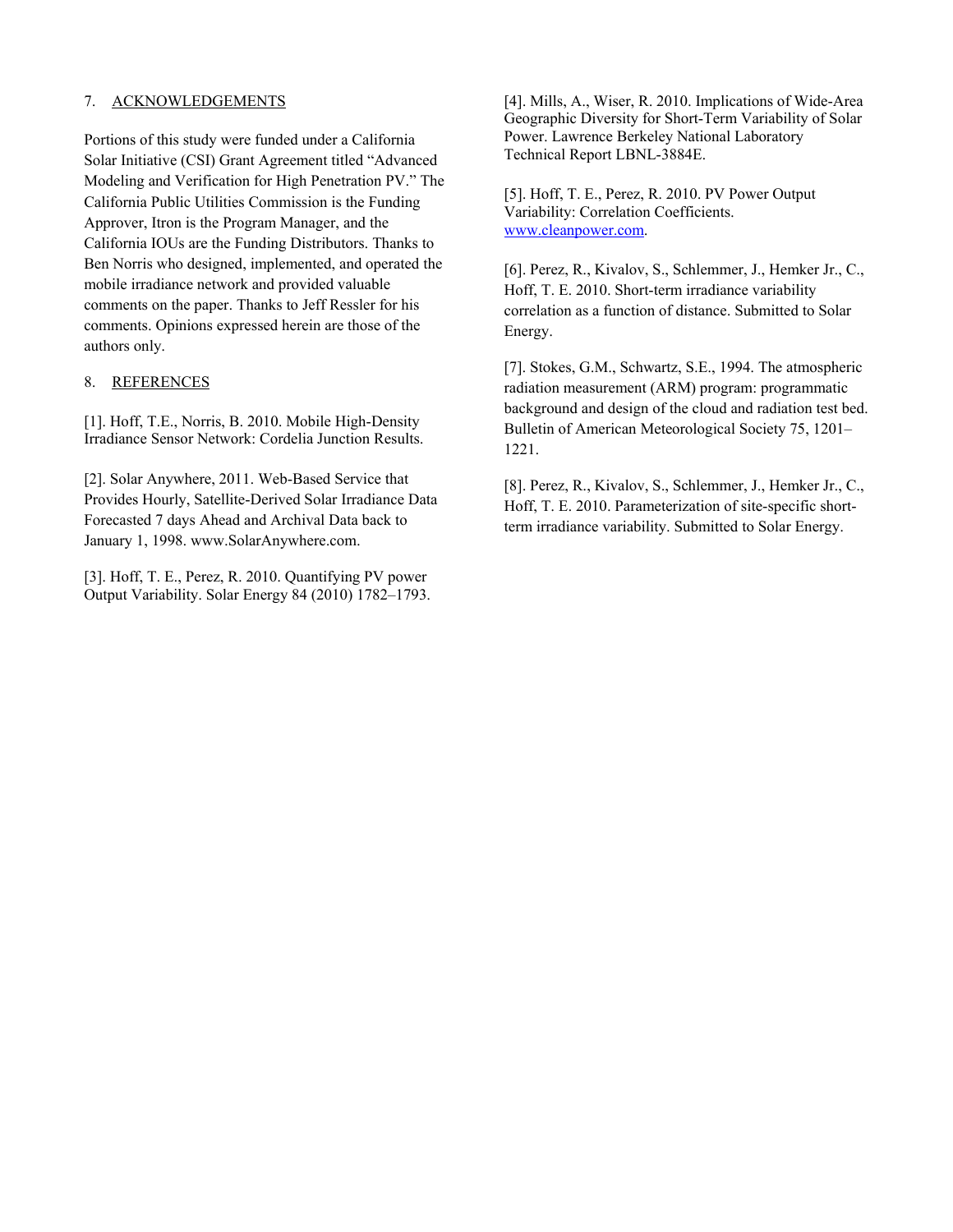## 7. ACKNOWLEDGEMENTS

Portions of this study were funded under a California Solar Initiative (CSI) Grant Agreement titled “Advanced Modeling and Verification for High Penetration PV.” The California Public Utilities Commission is the Funding Approver, Itron is the Program Manager, and the California IOUs are the Funding Distributors. Thanks to Ben Norris who designed, implemented, and operated the mobile irradiance network and provided valuable comments on the paper. Thanks to Jeff Ressler for his comments. Opinions expressed herein are those of the authors only.

## 8. REFERENCES

[1]. Hoff, T.E., Norris, B. 2010. Mobile High-Density Irradiance Sensor Network: Cordelia Junction Results.

[2]. Solar Anywhere, 2011. Web-Based Service that Provides Hourly, Satellite-Derived Solar Irradiance Data Forecasted 7 days Ahead and Archival Data back to January 1, 1998. www.SolarAnywhere.com.

[3]. Hoff, T. E., Perez, R. 2010. Quantifying PV power Output Variability. Solar Energy 84 (2010) 1782–1793.

[4]. Mills, A., Wiser, R. 2010. Implications of Wide-Area Geographic Diversity for Short-Term Variability of Solar Power. Lawrence Berkeley National Laboratory Technical Report LBNL-3884E.

[5]. Hoff, T. E., Perez, R. 2010. PV Power Output Variability: Correlation Coefficients. www.cleanpower.com.

[6]. Perez, R., Kivalov, S., Schlemmer, J., Hemker Jr., C., Hoff, T. E. 2010. Short-term irradiance variability correlation as a function of distance. Submitted to Solar Energy.

[7]. Stokes, G.M., Schwartz, S.E., 1994. The atmospheric radiation measurement (ARM) program: programmatic background and design of the cloud and radiation test bed. Bulletin of American Meteorological Society 75, 1201–1221.

[8]. Perez, R., Kivalov, S., Schlemmer, J., Hemker Jr., C., Hoff, T. E. 2010. Parameterization of site-specific short-term irradiance variability. Submitted to Solar Energy.